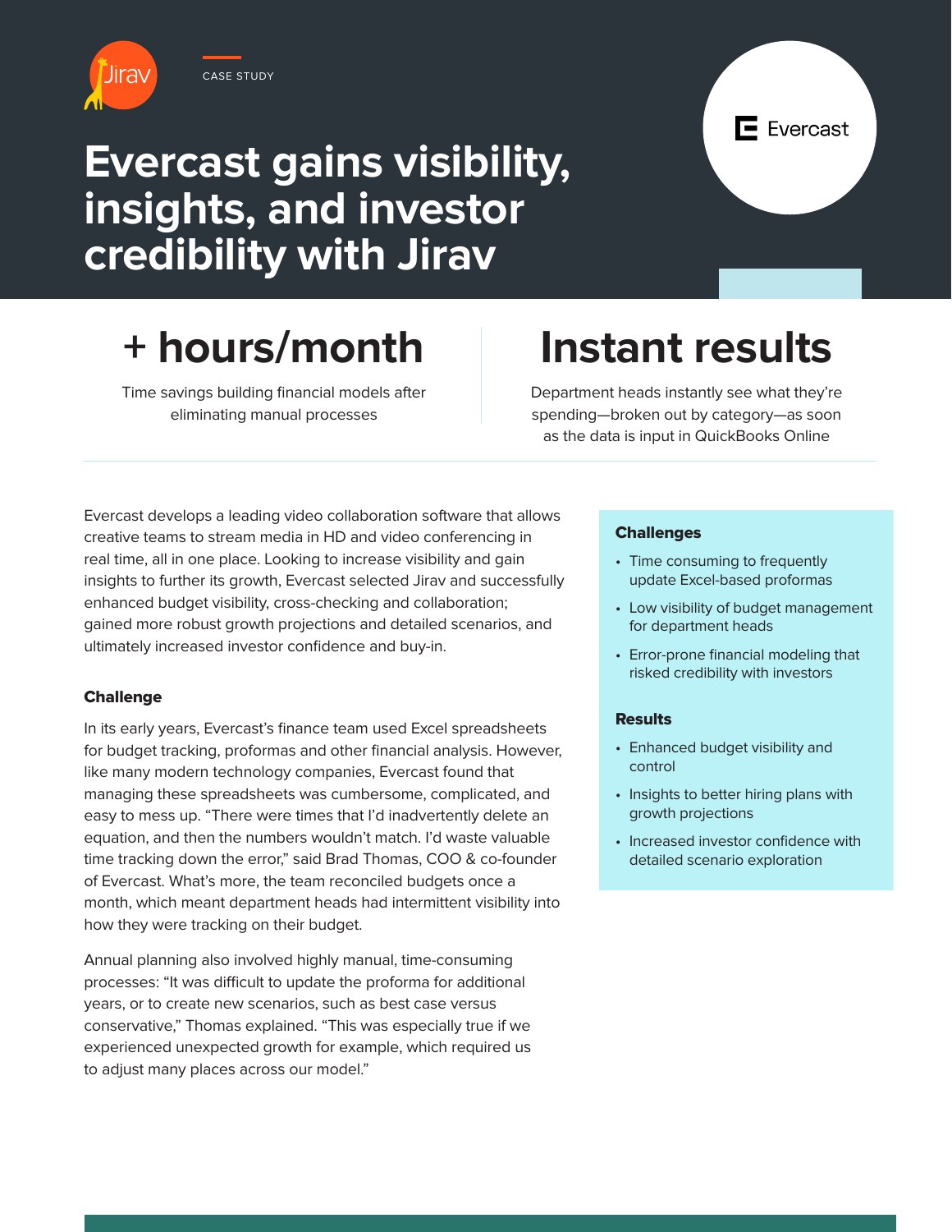CASE STUDY

# Evercast gains visibility, insights, and investor credibility with Jirav

## + hours/month

Time savings building financial models after eliminating manual processes

## Instant results

Department heads instantly see what they're spending—broken out by category—as soon as the data is input in QuickBooks Online

Evercast develops a leading video collaboration software that allows creative teams to stream media in HD and video conferencing in real time, all in one place. Looking to increase visibility and gain insights to further its growth, Evercast selected Jirav and successfully enhanced budget visibility, cross-checking and collaboration; gained more robust growth projections and detailed scenarios, and ultimately increased investor confidence and buy-in.

### Challenge

In its early years, Evercast's finance team used Excel spreadsheets for budget tracking, proformas and other financial analysis. However, like many modern technology companies, Evercast found that managing these spreadsheets was cumbersome, complicated, and easy to mess up. "There were times that I'd inadvertently delete an equation, and then the numbers wouldn't match. I'd waste valuable time tracking down the error," said Brad Thomas, COO & co-founder of Evercast. What's more, the team reconciled budgets once a month, which meant department heads had intermittent visibility into how they were tracking on their budget.

Annual planning also involved highly manual, time-consuming processes: "It was difficult to update the proforma for additional years, or to create new scenarios, such as best case versus conservative," Thomas explained. "This was especially true if we experienced unexpected growth for example, which required us to adjust many places across our model."

### Challenges

- Time consuming to frequently update Excel-based proformas
- Low visibility of budget management for department heads
- Error-prone financial modeling that risked credibility with investors

### Results

- Enhanced budget visibility and control
- Insights to better hiring plans with growth projections
- Increased investor confidence with detailed scenario exploration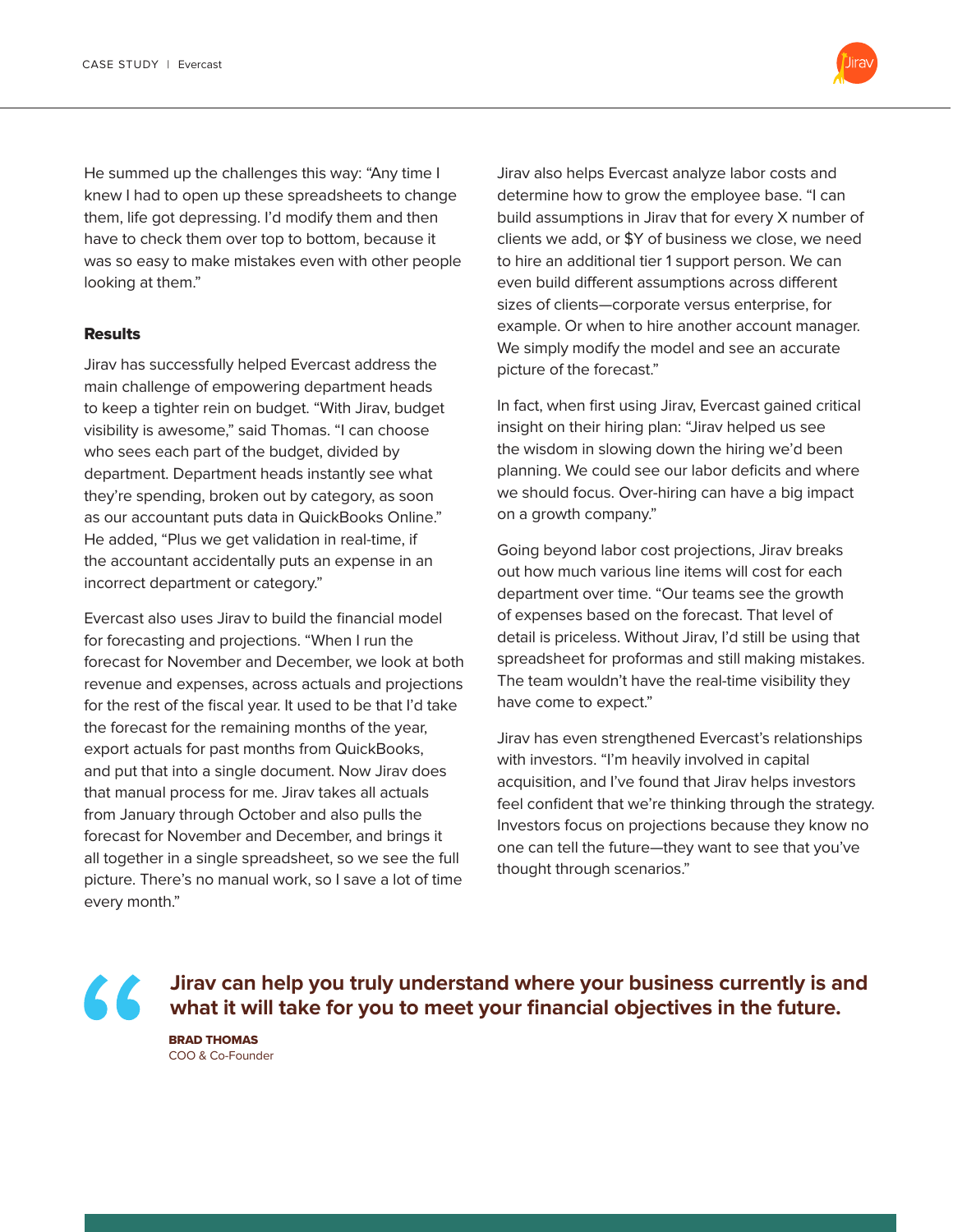He summed up the challenges this way: "Any time I knew I had to open up these spreadsheets to change them, life got depressing. I'd modify them and then have to check them over top to bottom, because it was so easy to make mistakes even with other people looking at them."

### Results

Jirav has successfully helped Evercast address the main challenge of empowering department heads to keep a tighter rein on budget. "With Jirav, budget visibility is awesome," said Thomas. "I can choose who sees each part of the budget, divided by department. Department heads instantly see what they're spending, broken out by category, as soon as our accountant puts data in QuickBooks Online." He added, "Plus we get validation in real-time, if the accountant accidentally puts an expense in an incorrect department or category."

Evercast also uses Jirav to build the financial model for forecasting and projections. "When I run the forecast for November and December, we look at both revenue and expenses, across actuals and projections for the rest of the fiscal year. It used to be that I'd take the forecast for the remaining months of the year, export actuals for past months from QuickBooks, and put that into a single document. Now Jirav does that manual process for me. Jirav takes all actuals from January through October and also pulls the forecast for November and December, and brings it all together in a single spreadsheet, so we see the full picture. There's no manual work, so I save a lot of time every month."

Jirav also helps Evercast analyze labor costs and determine how to grow the employee base. "I can build assumptions in Jirav that for every X number of clients we add, or $Y of business we close, we need to hire an additional tier 1 support person. We can even build different assumptions across different sizes of clients—corporate versus enterprise, for example. Or when to hire another account manager. We simply modify the model and see an accurate picture of the forecast."

In fact, when first using Jirav, Evercast gained critical insight on their hiring plan: "Jirav helped us see the wisdom in slowing down the hiring we'd been planning. We could see our labor deficits and where we should focus. Over-hiring can have a big impact on a growth company."

Going beyond labor cost projections, Jirav breaks out how much various line items will cost for each department over time. "Our teams see the growth of expenses based on the forecast. That level of detail is priceless. Without Jirav, I'd still be using that spreadsheet for proformas and still making mistakes. The team wouldn't have the real-time visibility they have come to expect."

Jirav has even strengthened Evercast's relationships with investors. "I'm heavily involved in capital acquisition, and I've found that Jirav helps investors feel confident that we're thinking through the strategy. Investors focus on projections because they know no one can tell the future—they want to see that you've thought through scenarios."

> **Jirav can help you truly understand where your business currently is and what it will take for you to meet your financial objectives in the future.**
>
> **BRAD THOMAS**
> COO & Co-Founder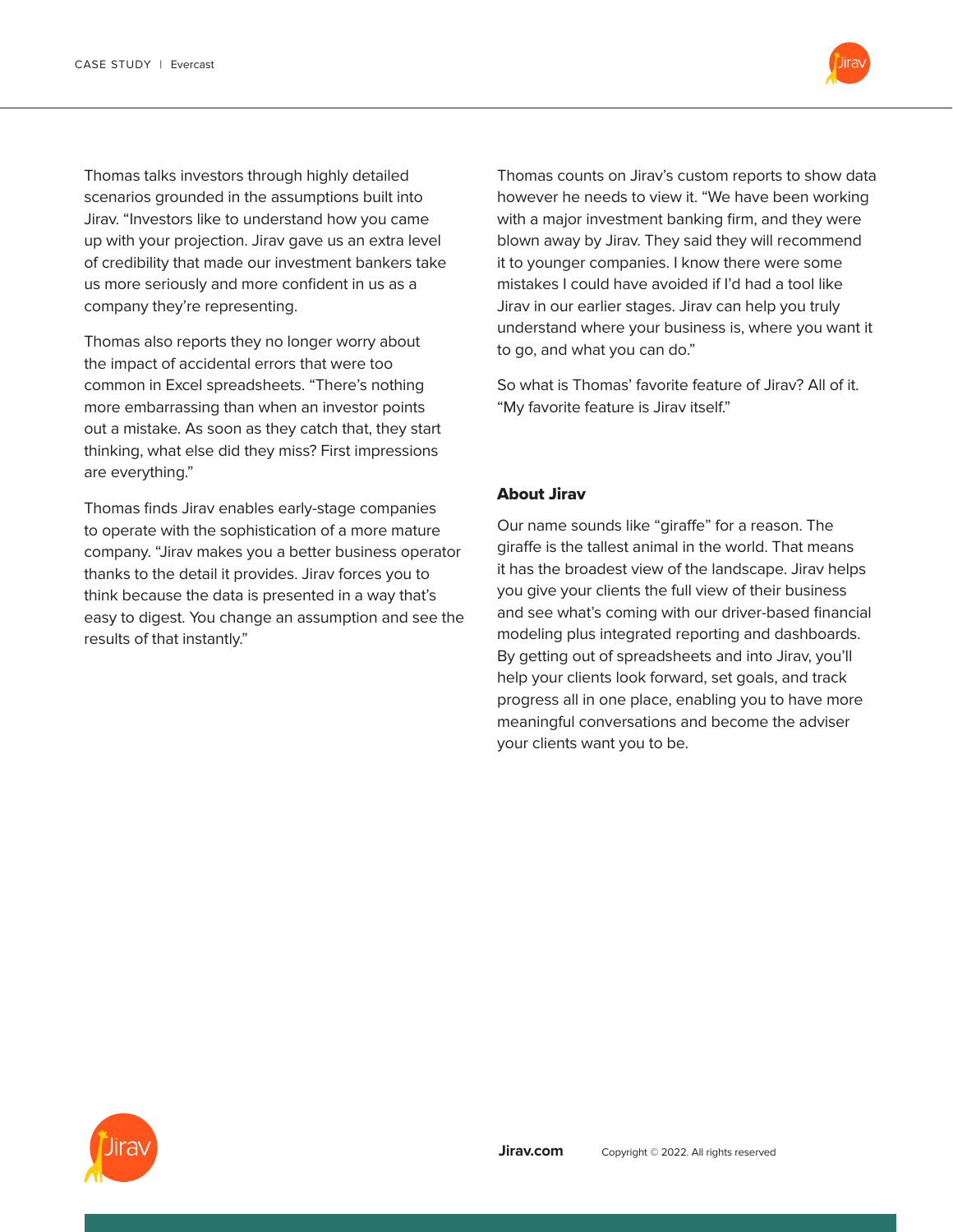Thomas talks investors through highly detailed scenarios grounded in the assumptions built into Jirav. “Investors like to understand how you came up with your projection. Jirav gave us an extra level of credibility that made our investment bankers take us more seriously and more confident in us as a company they’re representing.

Thomas also reports they no longer worry about the impact of accidental errors that were too common in Excel spreadsheets. “There’s nothing more embarrassing than when an investor points out a mistake. As soon as they catch that, they start thinking, what else did they miss? First impressions are everything.”

Thomas finds Jirav enables early-stage companies to operate with the sophistication of a more mature company. “Jirav makes you a better business operator thanks to the detail it provides. Jirav forces you to think because the data is presented in a way that’s easy to digest. You change an assumption and see the results of that instantly.”

Thomas counts on Jirav’s custom reports to show data however he needs to view it. “We have been working with a major investment banking firm, and they were blown away by Jirav. They said they will recommend it to younger companies. I know there were some mistakes I could have avoided if I’d had a tool like Jirav in our earlier stages. Jirav can help you truly understand where your business is, where you want it to go, and what you can do.”

So what is Thomas’ favorite feature of Jirav? All of it. “My favorite feature is Jirav itself.”

**About Jirav**

Our name sounds like “giraffe” for a reason. The giraffe is the tallest animal in the world. That means it has the broadest view of the landscape. Jirav helps you give your clients the full view of their business and see what’s coming with our driver-based financial modeling plus integrated reporting and dashboards. By getting out of spreadsheets and into Jirav, you’ll help your clients look forward, set goals, and track progress all in one place, enabling you to have more meaningful conversations and become the adviser your clients want you to be.

**Jirav.com** Copyright © 2022. All rights reserved